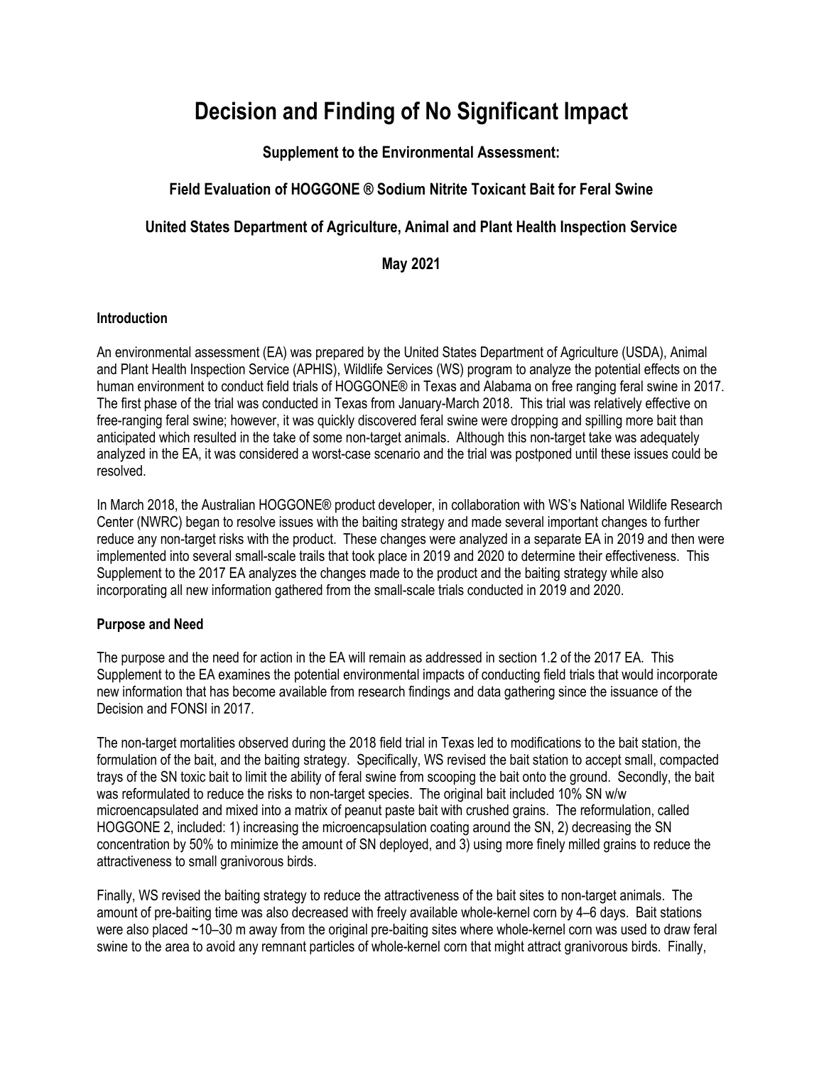# Decision and Finding of No Significant Impact

**Supplement to the Environmental Assessment:**

**Field Evaluation of HOGGONE ® Sodium Nitrite Toxicant Bait for Feral Swine**

**United States Department of Agriculture, Animal and Plant Health Inspection Service**

**May 2021**

### Introduction

An environmental assessment (EA) was prepared by the United States Department of Agriculture (USDA), Animal and Plant Health Inspection Service (APHIS), Wildlife Services (WS) program to analyze the potential effects on the human environment to conduct field trials of HOGGONE® in Texas and Alabama on free ranging feral swine in 2017. The first phase of the trial was conducted in Texas from January-March 2018. This trial was relatively effective on free-ranging feral swine; however, it was quickly discovered feral swine were dropping and spilling more bait than anticipated which resulted in the take of some non-target animals. Although this non-target take was adequately analyzed in the EA, it was considered a worst-case scenario and the trial was postponed until these issues could be resolved.

In March 2018, the Australian HOGGONE® product developer, in collaboration with WS's National Wildlife Research Center (NWRC) began to resolve issues with the baiting strategy and made several important changes to further reduce any non-target risks with the product. These changes were analyzed in a separate EA in 2019 and then were implemented into several small-scale trails that took place in 2019 and 2020 to determine their effectiveness. This Supplement to the 2017 EA analyzes the changes made to the product and the baiting strategy while also incorporating all new information gathered from the small-scale trials conducted in 2019 and 2020.

### Purpose and Need

The purpose and the need for action in the EA will remain as addressed in section 1.2 of the 2017 EA. This Supplement to the EA examines the potential environmental impacts of conducting field trials that would incorporate new information that has become available from research findings and data gathering since the issuance of the Decision and FONSI in 2017.

The non-target mortalities observed during the 2018 field trial in Texas led to modifications to the bait station, the formulation of the bait, and the baiting strategy. Specifically, WS revised the bait station to accept small, compacted trays of the SN toxic bait to limit the ability of feral swine from scooping the bait onto the ground. Secondly, the bait was reformulated to reduce the risks to non-target species. The original bait included 10% SN w/w microencapsulated and mixed into a matrix of peanut paste bait with crushed grains. The reformulation, called HOGGONE 2, included: 1) increasing the microencapsulation coating around the SN, 2) decreasing the SN concentration by 50% to minimize the amount of SN deployed, and 3) using more finely milled grains to reduce the attractiveness to small granivorous birds.

Finally, WS revised the baiting strategy to reduce the attractiveness of the bait sites to non-target animals. The amount of pre-baiting time was also decreased with freely available whole-kernel corn by 4–6 days. Bait stations were also placed ~10–30 m away from the original pre-baiting sites where whole-kernel corn was used to draw feral swine to the area to avoid any remnant particles of whole-kernel corn that might attract granivorous birds. Finally,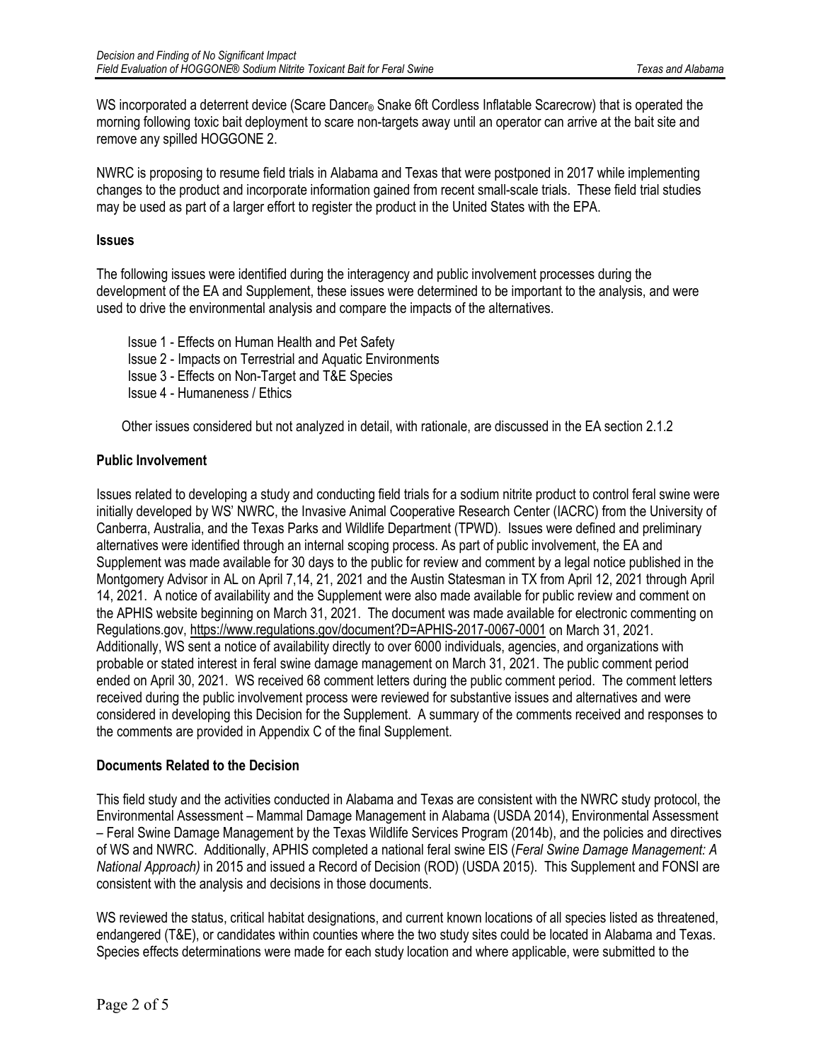WS incorporated a deterrent device (Scare Dancer® Snake 6ft Cordless Inflatable Scarecrow) that is operated the morning following toxic bait deployment to scare non-targets away until an operator can arrive at the bait site and remove any spilled HOGGONE 2.

NWRC is proposing to resume field trials in Alabama and Texas that were postponed in 2017 while implementing changes to the product and incorporate information gained from recent small-scale trials. These field trial studies may be used as part of a larger effort to register the product in the United States with the EPA.

**Issues**

The following issues were identified during the interagency and public involvement processes during the development of the EA and Supplement, these issues were determined to be important to the analysis, and were used to drive the environmental analysis and compare the impacts of the alternatives.

Issue 1 - Effects on Human Health and Pet Safety
Issue 2 - Impacts on Terrestrial and Aquatic Environments
Issue 3 - Effects on Non-Target and T&E Species
Issue 4 - Humaneness / Ethics

Other issues considered but not analyzed in detail, with rationale, are discussed in the EA section 2.1.2

**Public Involvement**

Issues related to developing a study and conducting field trials for a sodium nitrite product to control feral swine were initially developed by WS' NWRC, the Invasive Animal Cooperative Research Center (IACRC) from the University of Canberra, Australia, and the Texas Parks and Wildlife Department (TPWD). Issues were defined and preliminary alternatives were identified through an internal scoping process. As part of public involvement, the EA and Supplement was made available for 30 days to the public for review and comment by a legal notice published in the Montgomery Advisor in AL on April 7,14, 21, 2021 and the Austin Statesman in TX from April 12, 2021 through April 14, 2021. A notice of availability and the Supplement were also made available for public review and comment on the APHIS website beginning on March 31, 2021. The document was made available for electronic commenting on Regulations.gov, https://www.regulations.gov/document?D=APHIS-2017-0067-0001 on March 31, 2021. Additionally, WS sent a notice of availability directly to over 6000 individuals, agencies, and organizations with probable or stated interest in feral swine damage management on March 31, 2021. The public comment period ended on April 30, 2021. WS received 68 comment letters during the public comment period. The comment letters received during the public involvement process were reviewed for substantive issues and alternatives and were considered in developing this Decision for the Supplement. A summary of the comments received and responses to the comments are provided in Appendix C of the final Supplement.

**Documents Related to the Decision**

This field study and the activities conducted in Alabama and Texas are consistent with the NWRC study protocol, the Environmental Assessment – Mammal Damage Management in Alabama (USDA 2014), Environmental Assessment – Feral Swine Damage Management by the Texas Wildlife Services Program (2014b), and the policies and directives of WS and NWRC. Additionally, APHIS completed a national feral swine EIS (*Feral Swine Damage Management: A National Approach)* in 2015 and issued a Record of Decision (ROD) (USDA 2015). This Supplement and FONSI are consistent with the analysis and decisions in those documents.

WS reviewed the status, critical habitat designations, and current known locations of all species listed as threatened, endangered (T&E), or candidates within counties where the two study sites could be located in Alabama and Texas. Species effects determinations were made for each study location and where applicable, were submitted to the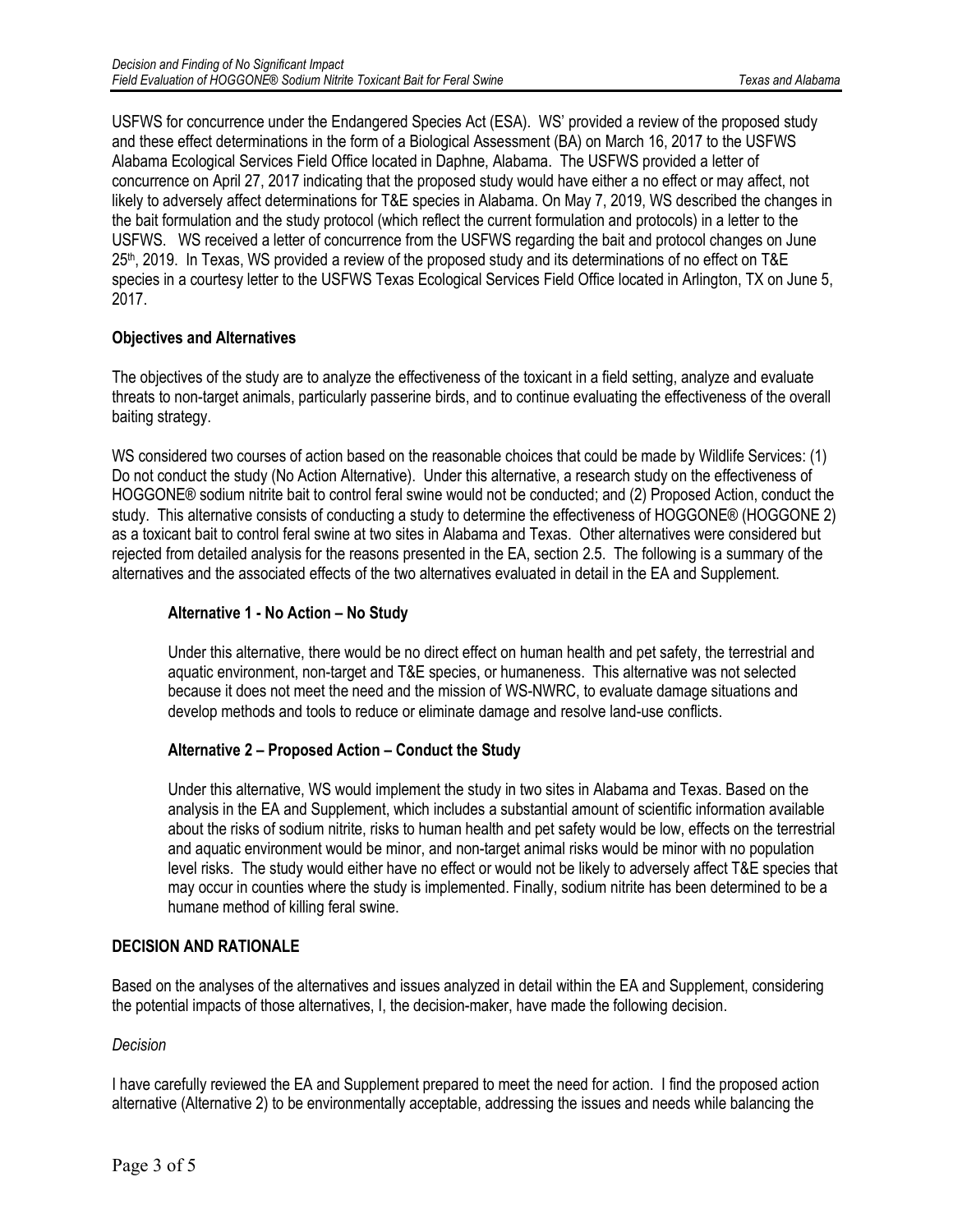USFWS for concurrence under the Endangered Species Act (ESA). WS' provided a review of the proposed study and these effect determinations in the form of a Biological Assessment (BA) on March 16, 2017 to the USFWS Alabama Ecological Services Field Office located in Daphne, Alabama. The USFWS provided a letter of concurrence on April 27, 2017 indicating that the proposed study would have either a no effect or may affect, not likely to adversely affect determinations for T&E species in Alabama. On May 7, 2019, WS described the changes in the bait formulation and the study protocol (which reflect the current formulation and protocols) in a letter to the USFWS. WS received a letter of concurrence from the USFWS regarding the bait and protocol changes on June 25th, 2019. In Texas, WS provided a review of the proposed study and its determinations of no effect on T&E species in a courtesy letter to the USFWS Texas Ecological Services Field Office located in Arlington, TX on June 5, 2017.

**Objectives and Alternatives**

The objectives of the study are to analyze the effectiveness of the toxicant in a field setting, analyze and evaluate threats to non-target animals, particularly passerine birds, and to continue evaluating the effectiveness of the overall baiting strategy.

WS considered two courses of action based on the reasonable choices that could be made by Wildlife Services: (1) Do not conduct the study (No Action Alternative). Under this alternative, a research study on the effectiveness of HOGGONE® sodium nitrite bait to control feral swine would not be conducted; and (2) Proposed Action, conduct the study. This alternative consists of conducting a study to determine the effectiveness of HOGGONE® (HOGGONE 2) as a toxicant bait to control feral swine at two sites in Alabama and Texas. Other alternatives were considered but rejected from detailed analysis for the reasons presented in the EA, section 2.5. The following is a summary of the alternatives and the associated effects of the two alternatives evaluated in detail in the EA and Supplement.

**Alternative 1 - No Action – No Study**

Under this alternative, there would be no direct effect on human health and pet safety, the terrestrial and aquatic environment, non-target and T&E species, or humaneness. This alternative was not selected because it does not meet the need and the mission of WS-NWRC, to evaluate damage situations and develop methods and tools to reduce or eliminate damage and resolve land-use conflicts.

**Alternative 2 – Proposed Action – Conduct the Study**

Under this alternative, WS would implement the study in two sites in Alabama and Texas. Based on the analysis in the EA and Supplement, which includes a substantial amount of scientific information available about the risks of sodium nitrite, risks to human health and pet safety would be low, effects on the terrestrial and aquatic environment would be minor, and non-target animal risks would be minor with no population level risks. The study would either have no effect or would not be likely to adversely affect T&E species that may occur in counties where the study is implemented. Finally, sodium nitrite has been determined to be a humane method of killing feral swine.

**DECISION AND RATIONALE**

Based on the analyses of the alternatives and issues analyzed in detail within the EA and Supplement, considering the potential impacts of those alternatives, I, the decision-maker, have made the following decision.

*Decision*

I have carefully reviewed the EA and Supplement prepared to meet the need for action. I find the proposed action alternative (Alternative 2) to be environmentally acceptable, addressing the issues and needs while balancing the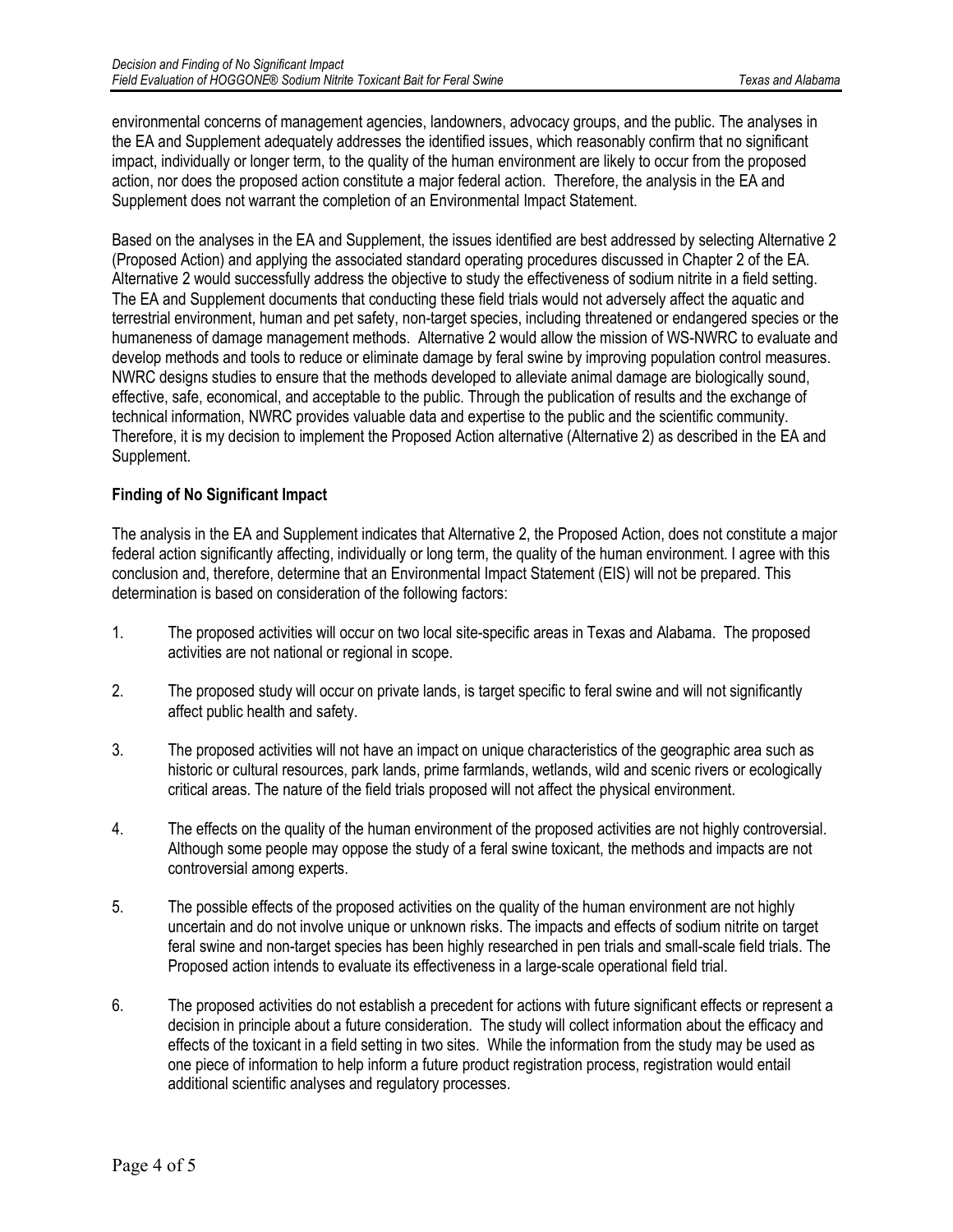environmental concerns of management agencies, landowners, advocacy groups, and the public. The analyses in the EA and Supplement adequately addresses the identified issues, which reasonably confirm that no significant impact, individually or longer term, to the quality of the human environment are likely to occur from the proposed action, nor does the proposed action constitute a major federal action. Therefore, the analysis in the EA and Supplement does not warrant the completion of an Environmental Impact Statement.

Based on the analyses in the EA and Supplement, the issues identified are best addressed by selecting Alternative 2 (Proposed Action) and applying the associated standard operating procedures discussed in Chapter 2 of the EA. Alternative 2 would successfully address the objective to study the effectiveness of sodium nitrite in a field setting. The EA and Supplement documents that conducting these field trials would not adversely affect the aquatic and terrestrial environment, human and pet safety, non-target species, including threatened or endangered species or the humaneness of damage management methods. Alternative 2 would allow the mission of WS-NWRC to evaluate and develop methods and tools to reduce or eliminate damage by feral swine by improving population control measures. NWRC designs studies to ensure that the methods developed to alleviate animal damage are biologically sound, effective, safe, economical, and acceptable to the public. Through the publication of results and the exchange of technical information, NWRC provides valuable data and expertise to the public and the scientific community. Therefore, it is my decision to implement the Proposed Action alternative (Alternative 2) as described in the EA and Supplement.

**Finding of No Significant Impact**

The analysis in the EA and Supplement indicates that Alternative 2, the Proposed Action, does not constitute a major federal action significantly affecting, individually or long term, the quality of the human environment. I agree with this conclusion and, therefore, determine that an Environmental Impact Statement (EIS) will not be prepared. This determination is based on consideration of the following factors:

1. The proposed activities will occur on two local site-specific areas in Texas and Alabama. The proposed activities are not national or regional in scope.

2. The proposed study will occur on private lands, is target specific to feral swine and will not significantly affect public health and safety.

3. The proposed activities will not have an impact on unique characteristics of the geographic area such as historic or cultural resources, park lands, prime farmlands, wetlands, wild and scenic rivers or ecologically critical areas. The nature of the field trials proposed will not affect the physical environment.

4. The effects on the quality of the human environment of the proposed activities are not highly controversial. Although some people may oppose the study of a feral swine toxicant, the methods and impacts are not controversial among experts.

5. The possible effects of the proposed activities on the quality of the human environment are not highly uncertain and do not involve unique or unknown risks. The impacts and effects of sodium nitrite on target feral swine and non-target species has been highly researched in pen trials and small-scale field trials. The Proposed action intends to evaluate its effectiveness in a large-scale operational field trial.

6. The proposed activities do not establish a precedent for actions with future significant effects or represent a decision in principle about a future consideration. The study will collect information about the efficacy and effects of the toxicant in a field setting in two sites. While the information from the study may be used as one piece of information to help inform a future product registration process, registration would entail additional scientific analyses and regulatory processes.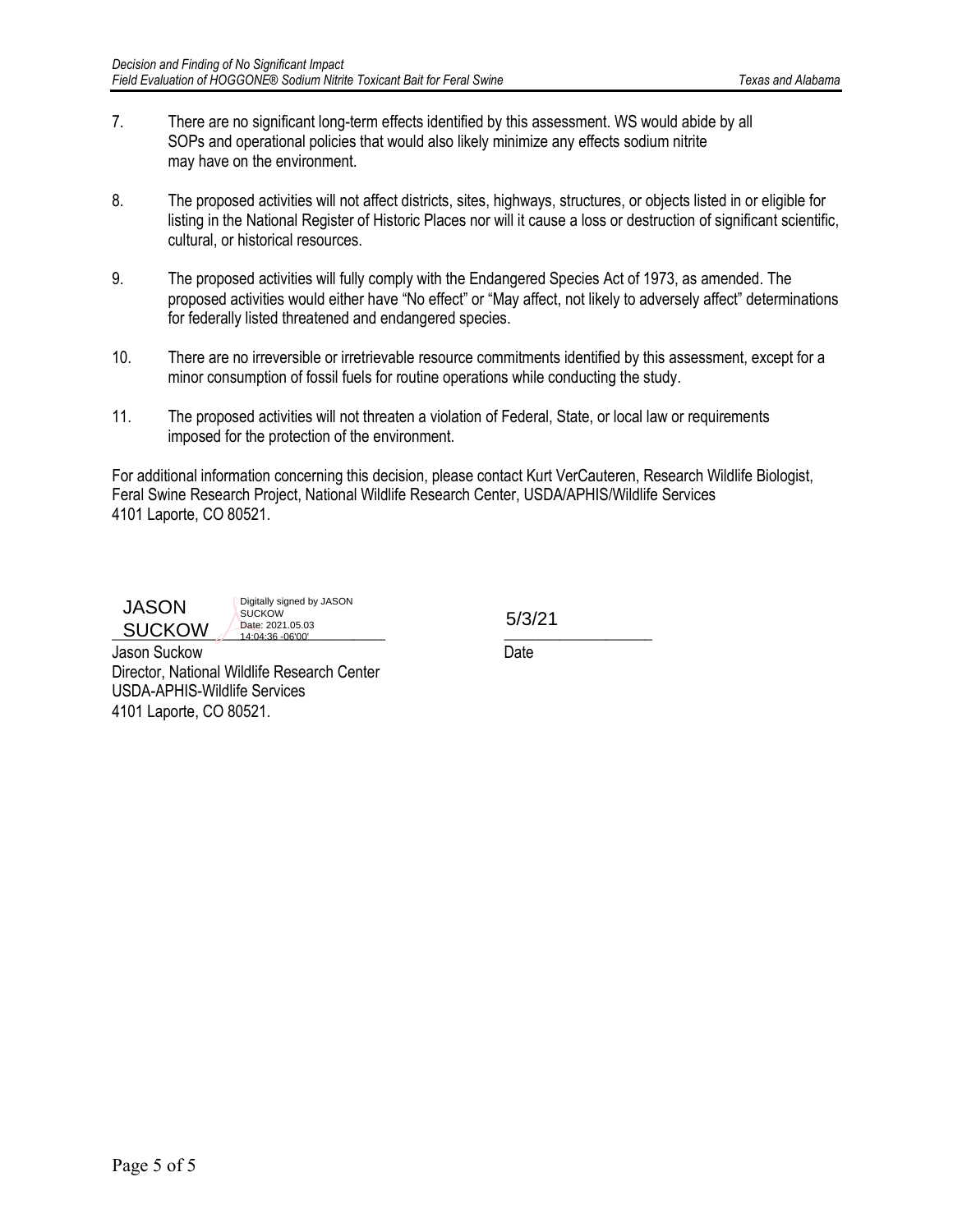7. There are no significant long-term effects identified by this assessment. WS would abide by all SOPs and operational policies that would also likely minimize any effects sodium nitrite may have on the environment.

8. The proposed activities will not affect districts, sites, highways, structures, or objects listed in or eligible for listing in the National Register of Historic Places nor will it cause a loss or destruction of significant scientific, cultural, or historical resources.

9. The proposed activities will fully comply with the Endangered Species Act of 1973, as amended. The proposed activities would either have "No effect" or "May affect, not likely to adversely affect" determinations for federally listed threatened and endangered species.

10. There are no irreversible or irretrievable resource commitments identified by this assessment, except for a minor consumption of fossil fuels for routine operations while conducting the study.

11. The proposed activities will not threaten a violation of Federal, State, or local law or requirements imposed for the protection of the environment.

For additional information concerning this decision, please contact Kurt VerCauteren, Research Wildlife Biologist, Feral Swine Research Project, National Wildlife Research Center, USDA/APHIS/Wildlife Services 4101 Laporte, CO 80521.

JASON SUCKOW
Digitally signed by JASON SUCKOW
Date: 2021.05.03 14:04:36 -06'00'

5/3/21

Jason Suckow
Director, National Wildlife Research Center
USDA-APHIS-Wildlife Services
4101 Laporte, CO 80521.

Date